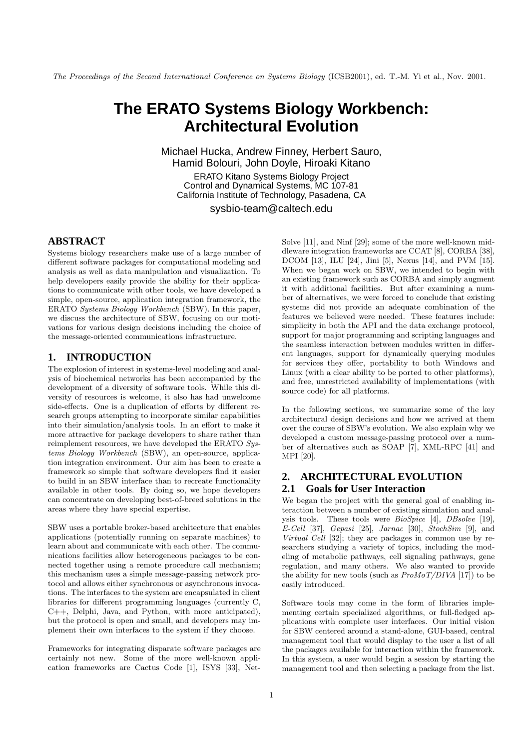*The Proceedings of the Second International Conference on Systems Biology* (ICSB2001), ed. T.-M. Yi et al., Nov. 2001.

# The ERATO Systems Biology Workbench: Architectural Evolution

Michael Hucka, Andrew Finney, Herbert Sauro, Hamid Bolouri, John Doyle, Hiroaki Kitano

ERATO Kitano Systems Biology Project
Control and Dynamical Systems, MC 107-81
California Institute of Technology, Pasadena, CA

sysbio-team@caltech.edu

## ABSTRACT

Systems biology researchers make use of a large number of different software packages for computational modeling and analysis as well as data manipulation and visualization. To help developers easily provide the ability for their applications to communicate with other tools, we have developed a simple, open-source, application integration framework, the ERATO *Systems Biology Workbench* (SBW). In this paper, we discuss the architecture of SBW, focusing on our motivations for various design decisions including the choice of the message-oriented communications infrastructure.

## 1. INTRODUCTION

The explosion of interest in systems-level modeling and analysis of biochemical networks has been accompanied by the development of a diversity of software tools. While this diversity of resources is welcome, it also has had unwelcome side-effects. One is a duplication of efforts by different research groups attempting to incorporate similar capabilities into their simulation/analysis tools. In an effort to make it more attractive for package developers to share rather than reimplement resources, we have developed the ERATO *Systems Biology Workbench* (SBW), an open-source, application integration environment. Our aim has been to create a framework so simple that software developers find it easier to build in an SBW interface than to recreate functionality available in other tools. By doing so, we hope developers can concentrate on developing best-of-breed solutions in the areas where they have special expertise.

SBW uses a portable broker-based architecture that enables applications (potentially running on separate machines) to learn about and communicate with each other. The communications facilities allow heterogeneous packages to be connected together using a remote procedure call mechanism; this mechanism uses a simple message-passing network protocol and allows either synchronous or asynchronous invocations. The interfaces to the system are encapsulated in client libraries for different programming languages (currently C, C++, Delphi, Java, and Python, with more anticipated), but the protocol is open and small, and developers may implement their own interfaces to the system if they choose.

Frameworks for integrating disparate software packages are certainly not new. Some of the more well-known application frameworks are Cactus Code [1], ISYS [33], NetSolve [11], and Ninf [29]; some of the more well-known middleware integration frameworks are CCAT [8], CORBA [38], DCOM [13], ILU [24], Jini [5], Nexus [14], and PVM [15]. When we began work on SBW, we intended to begin with an existing framework such as CORBA and simply augment it with additional facilities. But after examining a number of alternatives, we were forced to conclude that existing systems did not provide an adequate combination of the features we believed were needed. These features include: simplicity in both the API and the data exchange protocol, support for major programming and scripting languages and the seamless interaction between modules written in different languages, support for dynamically querying modules for services they offer, portability to both Windows and Linux (with a clear ability to be ported to other platforms), and free, unrestricted availability of implementations (with source code) for all platforms.

In the following sections, we summarize some of the key architectural design decisions and how we arrived at them over the course of SBW's evolution. We also explain why we developed a custom message-passing protocol over a number of alternatives such as SOAP [7], XML-RPC [41] and MPI [20].

## 2. ARCHITECTURAL EVOLUTION

### 2.1 Goals for User Interaction

We began the project with the general goal of enabling interaction between a number of existing simulation and analysis tools. These tools were *BioSpice* [4], *DBsolve* [19], *E-Cell* [37], *Gepasi* [25], *Jarnac* [30], *StochSim* [9], and *Virtual Cell* [32]; they are packages in common use by researchers studying a variety of topics, including the modeling of metabolic pathways, cell signaling pathways, gene regulation, and many others. We also wanted to provide the ability for new tools (such as *ProMoT/DIVA* [17]) to be easily introduced.

Software tools may come in the form of libraries implementing certain specialized algorithms, or full-fledged applications with complete user interfaces. Our initial vision for SBW centered around a stand-alone, GUI-based, central management tool that would display to the user a list of all the packages available for interaction within the framework. In this system, a user would begin a session by starting the management tool and then selecting a package from the list.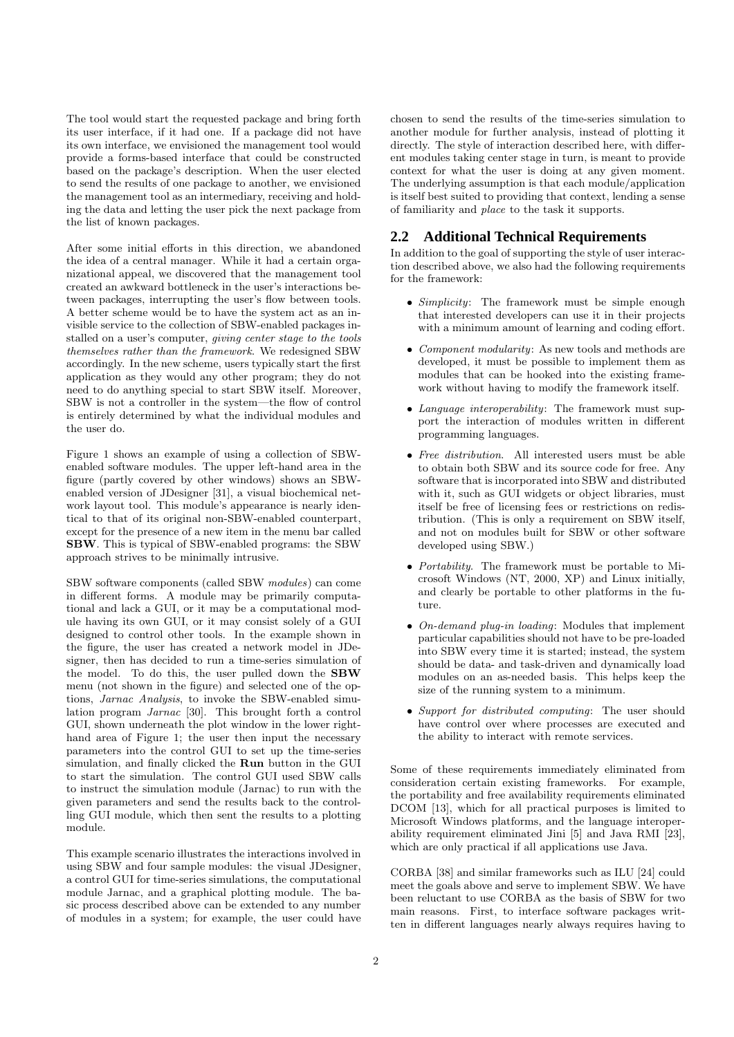The tool would start the requested package and bring forth its user interface, if it had one. If a package did not have its own interface, we envisioned the management tool would provide a forms-based interface that could be constructed based on the package's description. When the user elected to send the results of one package to another, we envisioned the management tool as an intermediary, receiving and holding the data and letting the user pick the next package from the list of known packages.

After some initial efforts in this direction, we abandoned the idea of a central manager. While it had a certain organizational appeal, we discovered that the management tool created an awkward bottleneck in the user's interactions between packages, interrupting the user's flow between tools. A better scheme would be to have the system act as an invisible service to the collection of SBW-enabled packages installed on a user's computer, *giving center stage to the tools themselves rather than the framework*. We redesigned SBW accordingly. In the new scheme, users typically start the first application as they would any other program; they do not need to do anything special to start SBW itself. Moreover, SBW is not a controller in the system—the flow of control is entirely determined by what the individual modules and the user do.

Figure 1 shows an example of using a collection of SBW-enabled software modules. The upper left-hand area in the figure (partly covered by other windows) shows an SBW-enabled version of JDesigner [31], a visual biochemical network layout tool. This module's appearance is nearly identical to that of its original non-SBW-enabled counterpart, except for the presence of a new item in the menu bar called **SBW**. This is typical of SBW-enabled programs: the SBW approach strives to be minimally intrusive.

SBW software components (called SBW *modules*) can come in different forms. A module may be primarily computational and lack a GUI, or it may be a computational module having its own GUI, or it may consist solely of a GUI designed to control other tools. In the example shown in the figure, the user has created a network model in JDesigner, then has decided to run a time-series simulation of the model. To do this, the user pulled down the **SBW** menu (not shown in the figure) and selected one of the options, *Jarnac Analysis*, to invoke the SBW-enabled simulation program *Jarnac* [30]. This brought forth a control GUI, shown underneath the plot window in the lower right-hand area of Figure 1; the user then input the necessary parameters into the control GUI to set up the time-series simulation, and finally clicked the **Run** button in the GUI to start the simulation. The control GUI used SBW calls to instruct the simulation module (Jarnac) to run with the given parameters and send the results back to the controlling GUI module, which then sent the results to a plotting module.

This example scenario illustrates the interactions involved in using SBW and four sample modules: the visual JDesigner, a control GUI for time-series simulations, the computational module Jarnac, and a graphical plotting module. The basic process described above can be extended to any number of modules in a system; for example, the user could have chosen to send the results of the time-series simulation to another module for further analysis, instead of plotting it directly. The style of interaction described here, with different modules taking center stage in turn, is meant to provide context for what the user is doing at any given moment. The underlying assumption is that each module/application is itself best suited to providing that context, lending a sense of familiarity and *place* to the task it supports.

## 2.2 Additional Technical Requirements

In addition to the goal of supporting the style of user interaction described above, we also had the following requirements for the framework:

- *Simplicity*: The framework must be simple enough that interested developers can use it in their projects with a minimum amount of learning and coding effort.
- *Component modularity*: As new tools and methods are developed, it must be possible to implement them as modules that can be hooked into the existing framework without having to modify the framework itself.
- *Language interoperability*: The framework must support the interaction of modules written in different programming languages.
- *Free distribution*. All interested users must be able to obtain both SBW and its source code for free. Any software that is incorporated into SBW and distributed with it, such as GUI widgets or object libraries, must itself be free of licensing fees or restrictions on redistribution. (This is only a requirement on SBW itself, and not on modules built for SBW or other software developed using SBW.)
- *Portability*. The framework must be portable to Microsoft Windows (NT, 2000, XP) and Linux initially, and clearly be portable to other platforms in the future.
- *On-demand plug-in loading*: Modules that implement particular capabilities should not have to be pre-loaded into SBW every time it is started; instead, the system should be data- and task-driven and dynamically load modules on an as-needed basis. This helps keep the size of the running system to a minimum.
- *Support for distributed computing*: The user should have control over where processes are executed and the ability to interact with remote services.

Some of these requirements immediately eliminated from consideration certain existing frameworks. For example, the portability and free availability requirements eliminated DCOM [13], which for all practical purposes is limited to Microsoft Windows platforms, and the language interoperability requirement eliminated Jini [5] and Java RMI [23], which are only practical if all applications use Java.

CORBA [38] and similar frameworks such as ILU [24] could meet the goals above and serve to implement SBW. We have been reluctant to use CORBA as the basis of SBW for two main reasons. First, to interface software packages written in different languages nearly always requires having to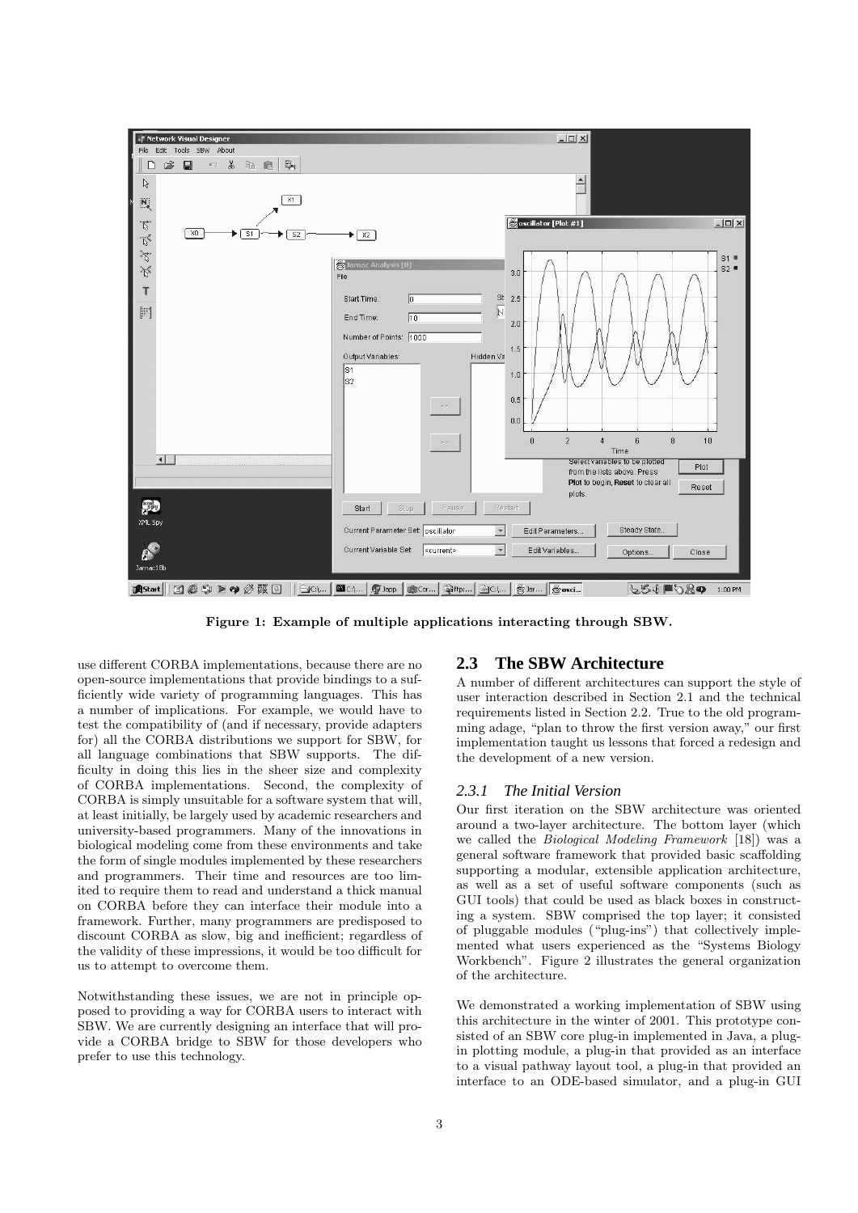Figure 1: Example of multiple applications interacting through SBW.

use different CORBA implementations, because there are no open-source implementations that provide bindings to a sufficiently wide variety of programming languages. This has a number of implications. For example, we would have to test the compatibility of (and if necessary, provide adapters for) all the CORBA distributions we support for SBW, for all language combinations that SBW supports. The difficulty in doing this lies in the sheer size and complexity of CORBA implementations. Second, the complexity of CORBA is simply unsuitable for a software system that will, at least initially, be largely used by academic researchers and university-based programmers. Many of the innovations in biological modeling come from these environments and take the form of single modules implemented by these researchers and programmers. Their time and resources are too limited to require them to read and understand a thick manual on CORBA before they can interface their module into a framework. Further, many programmers are predisposed to discount CORBA as slow, big and inefficient; regardless of the validity of these impressions, it would be too difficult for us to attempt to overcome them.

Notwithstanding these issues, we are not in principle opposed to providing a way for CORBA users to interact with SBW. We are currently designing an interface that will provide a CORBA bridge to SBW for those developers who prefer to use this technology.

## 2.3 The SBW Architecture

A number of different architectures can support the style of user interaction described in Section 2.1 and the technical requirements listed in Section 2.2. True to the old programming adage, "plan to throw the first version away," our first implementation taught us lessons that forced a redesign and the development of a new version.

### 2.3.1 The Initial Version

Our first iteration on the SBW architecture was oriented around a two-layer architecture. The bottom layer (which we called the *Biological Modeling Framework* [18]) was a general software framework that provided basic scaffolding supporting a modular, extensible application architecture, as well as a set of useful software components (such as GUI tools) that could be used as black boxes in constructing a system. SBW comprised the top layer; it consisted of pluggable modules ("plug-ins") that collectively implemented what users experienced as the "Systems Biology Workbench". Figure 2 illustrates the general organization of the architecture.

We demonstrated a working implementation of SBW using this architecture in the winter of 2001. This prototype consisted of an SBW core plug-in implemented in Java, a plug-in plotting module, a plug-in that provided as an interface to a visual pathway layout tool, a plug-in that provided an interface to an ODE-based simulator, and a plug-in GUI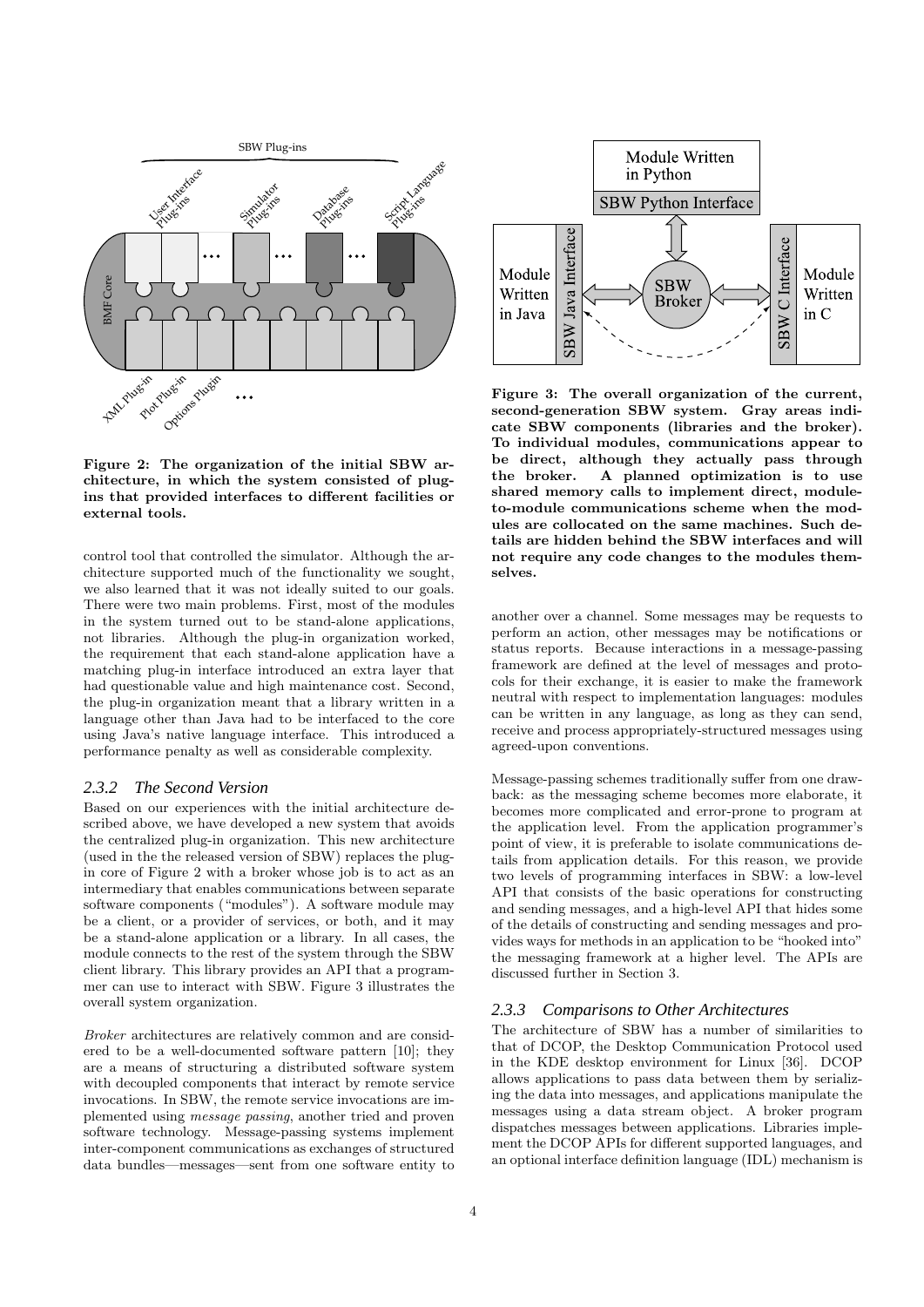Figure 2: The organization of the initial SBW architecture, in which the system consisted of plug-ins that provided interfaces to different facilities or external tools.

control tool that controlled the simulator. Although the architecture supported much of the functionality we sought, we also learned that it was not ideally suited to our goals. There were two main problems. First, most of the modules in the system turned out to be stand-alone applications, not libraries. Although the plug-in organization worked, the requirement that each stand-alone application have a matching plug-in interface introduced an extra layer that had questionable value and high maintenance cost. Second, the plug-in organization meant that a library written in a language other than Java had to be interfaced to the core using Java's native language interface. This introduced a performance penalty as well as considerable complexity.

### 2.3.2 The Second Version

Based on our experiences with the initial architecture described above, we have developed a new system that avoids the centralized plug-in organization. This new architecture (used in the the released version of SBW) replaces the plug-in core of Figure 2 with a broker whose job is to act as an intermediary that enables communications between separate software components ("modules"). A software module may be a client, or a provider of services, or both, and it may be a stand-alone application or a library. In all cases, the module connects to the rest of the system through the SBW client library. This library provides an API that a programmer can use to interact with SBW. Figure 3 illustrates the overall system organization.

*Broker* architectures are relatively common and are considered to be a well-documented software pattern [10]; they are a means of structuring a distributed software system with decoupled components that interact by remote service invocations. In SBW, the remote service invocations are implemented using *message passing*, another tried and proven software technology. Message-passing systems implement inter-component communications as exchanges of structured data bundles—messages—sent from one software entity to another over a channel. Some messages may be requests to perform an action, other messages may be notifications or status reports. Because interactions in a message-passing framework are defined at the level of messages and protocols for their exchange, it is easier to make the framework neutral with respect to implementation languages: modules can be written in any language, as long as they can send, receive and process appropriately-structured messages using agreed-upon conventions.

Figure 3: The overall organization of the current, second-generation SBW system. Gray areas indicate SBW components (libraries and the broker). To individual modules, communications appear to be direct, although they actually pass through the broker. A planned optimization is to use shared memory calls to implement direct, module-to-module communications scheme when the modules are collocated on the same machines. Such details are hidden behind the SBW interfaces and will not require any code changes to the modules themselves.

Message-passing schemes traditionally suffer from one drawback: as the messaging scheme becomes more elaborate, it becomes more complicated and error-prone to program at the application level. From the application programmer's point of view, it is preferable to isolate communications details from application details. For this reason, we provide two levels of programming interfaces in SBW: a low-level API that consists of the basic operations for constructing and sending messages, and a high-level API that hides some of the details of constructing and sending messages and provides ways for methods in an application to be "hooked into" the messaging framework at a higher level. The APIs are discussed further in Section 3.

### 2.3.3 Comparisons to Other Architectures

The architecture of SBW has a number of similarities to that of DCOP, the Desktop Communication Protocol used in the KDE desktop environment for Linux [36]. DCOP allows applications to pass data between them by serializing the data into messages, and applications manipulate the messages using a data stream object. A broker program dispatches messages between applications. Libraries implement the DCOP APIs for different supported languages, and an optional interface definition language (IDL) mechanism is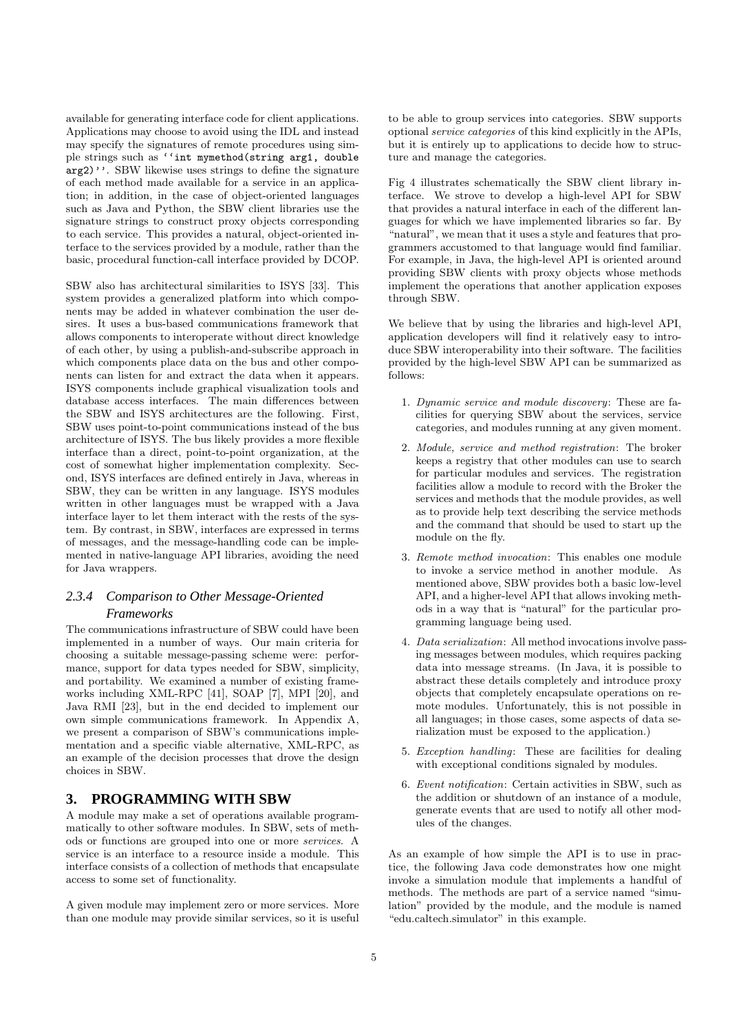available for generating interface code for client applications. Applications may choose to avoid using the IDL and instead may specify the signatures of remote procedures using simple strings such as ``int mymethod(string arg1, double arg2)''. SBW likewise uses strings to define the signature of each method made available for a service in an application; in addition, in the case of object-oriented languages such as Java and Python, the SBW client libraries use the signature strings to construct proxy objects corresponding to each service. This provides a natural, object-oriented interface to the services provided by a module, rather than the basic, procedural function-call interface provided by DCOP.

SBW also has architectural similarities to ISYS [33]. This system provides a generalized platform into which components may be added in whatever combination the user desires. It uses a bus-based communications framework that allows components to interoperate without direct knowledge of each other, by using a publish-and-subscribe approach in which components place data on the bus and other components can listen for and extract the data when it appears. ISYS components include graphical visualization tools and database access interfaces. The main differences between the SBW and ISYS architectures are the following. First, SBW uses point-to-point communications instead of the bus architecture of ISYS. The bus likely provides a more flexible interface than a direct, point-to-point organization, at the cost of somewhat higher implementation complexity. Second, ISYS interfaces are defined entirely in Java, whereas in SBW, they can be written in any language. ISYS modules written in other languages must be wrapped with a Java interface layer to let them interact with the rests of the system. By contrast, in SBW, interfaces are expressed in terms of messages, and the message-handling code can be implemented in native-language API libraries, avoiding the need for Java wrappers.

#### 2.3.4 Comparison to Other Message-Oriented Frameworks

The communications infrastructure of SBW could have been implemented in a number of ways. Our main criteria for choosing a suitable message-passing scheme were: performance, support for data types needed for SBW, simplicity, and portability. We examined a number of existing frameworks including XML-RPC [41], SOAP [7], MPI [20], and Java RMI [23], but in the end decided to implement our own simple communications framework. In Appendix A, we present a comparison of SBW's communications implementation and a specific viable alternative, XML-RPC, as an example of the decision processes that drove the design choices in SBW.

## 3. PROGRAMMING WITH SBW

A module may make a set of operations available programmatically to other software modules. In SBW, sets of methods or functions are grouped into one or more *services*. A service is an interface to a resource inside a module. This interface consists of a collection of methods that encapsulate access to some set of functionality.

A given module may implement zero or more services. More than one module may provide similar services, so it is useful to be able to group services into categories. SBW supports optional *service categories* of this kind explicitly in the APIs, but it is entirely up to applications to decide how to structure and manage the categories.

Fig 4 illustrates schematically the SBW client library interface. We strove to develop a high-level API for SBW that provides a natural interface in each of the different languages for which we have implemented libraries so far. By "natural", we mean that it uses a style and features that programmers accustomed to that language would find familiar. For example, in Java, the high-level API is oriented around providing SBW clients with proxy objects whose methods implement the operations that another application exposes through SBW.

We believe that by using the libraries and high-level API, application developers will find it relatively easy to introduce SBW interoperability into their software. The facilities provided by the high-level SBW API can be summarized as follows:

1. *Dynamic service and module discovery*: These are facilities for querying SBW about the services, service categories, and modules running at any given moment.
2. *Module, service and method registration*: The broker keeps a registry that other modules can use to search for particular modules and services. The registration facilities allow a module to record with the Broker the services and methods that the module provides, as well as to provide help text describing the service methods and the command that should be used to start up the module on the fly.
3. *Remote method invocation*: This enables one module to invoke a service method in another module. As mentioned above, SBW provides both a basic low-level API, and a higher-level API that allows invoking methods in a way that is "natural" for the particular programming language being used.
4. *Data serialization*: All method invocations involve passing messages between modules, which requires packing data into message streams. (In Java, it is possible to abstract these details completely and introduce proxy objects that completely encapsulate operations on remote modules. Unfortunately, this is not possible in all languages; in those cases, some aspects of data serialization must be exposed to the application.)
5. *Exception handling*: These are facilities for dealing with exceptional conditions signaled by modules.
6. *Event notification*: Certain activities in SBW, such as the addition or shutdown of an instance of a module, generate events that are used to notify all other modules of the changes.

As an example of how simple the API is to use in practice, the following Java code demonstrates how one might invoke a simulation module that implements a handful of methods. The methods are part of a service named "simulation" provided by the module, and the module is named "edu.caltech.simulator" in this example.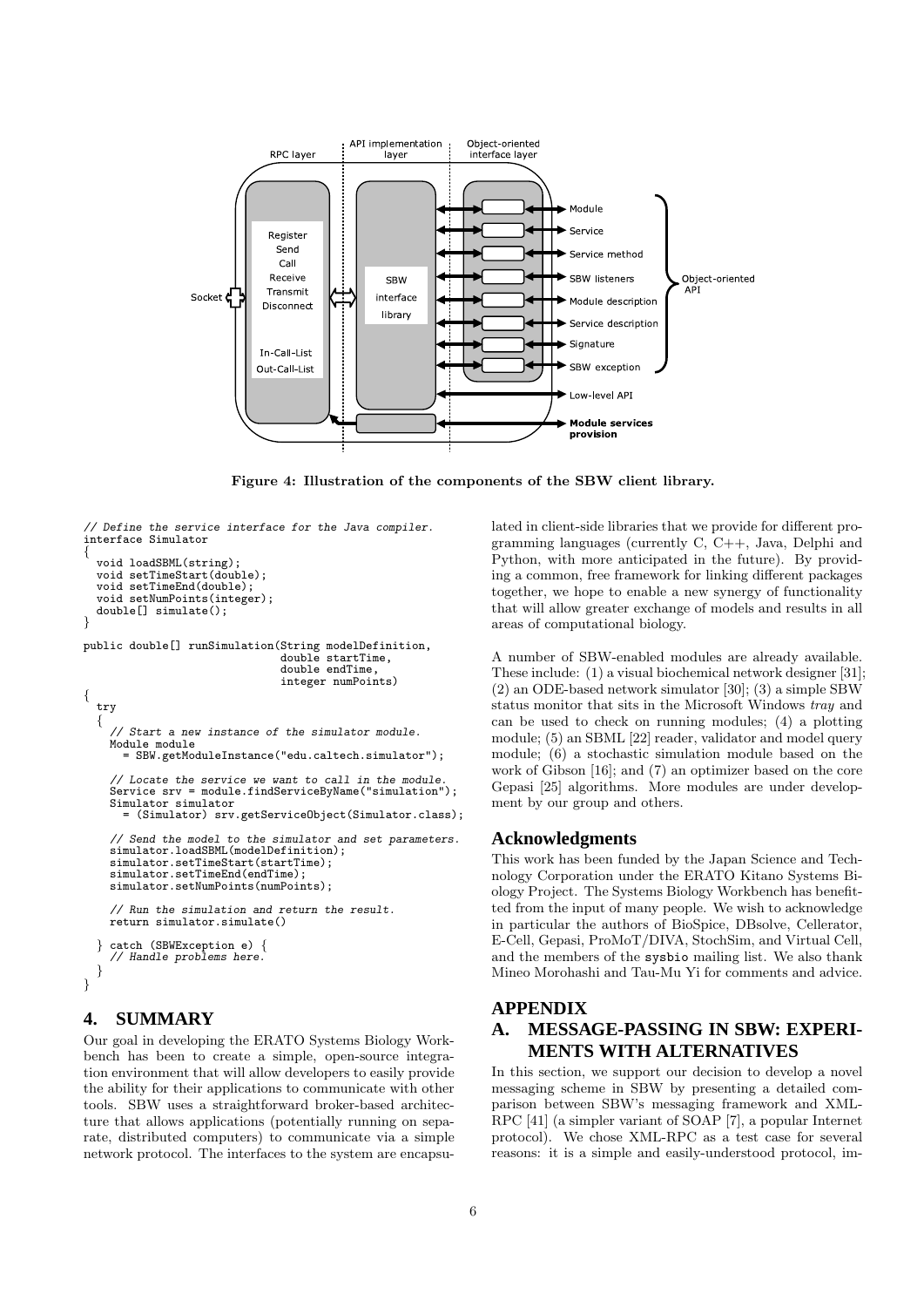Figure 4: Illustration of the components of the SBW client library.

```
// Define the service interface for the Java compiler.
interface Simulator
{
  void loadSBML(string);
  void setTimeStart(double);
  void setTimeEnd(double);
  void setNumPoints(integer);
  double[] simulate();
}

public double[] runSimulation(String modelDefinition,
                              double startTime,
                              double endTime,
                              integer numPoints)
{
  try
  {
    // Start a new instance of the simulator module.
    Module module
      = SBW.getModuleInstance("edu.caltech.simulator");

    // Locate the service we want to call in the module.
    Service srv = module.findServiceByName("simulation");
    Simulator simulator
      = (Simulator) srv.getServiceObject(Simulator.class);

    // Send the model to the simulator and set parameters.
    simulator.loadSBML(modelDefinition);
    simulator.setTimeStart(startTime);
    simulator.setTimeEnd(endTime);
    simulator.setNumPoints(numPoints);

    // Run the simulation and return the result.
    return simulator.simulate()

  } catch (SBWException e) {
    // Handle problems here.
  }
}
```

## 4. SUMMARY

Our goal in developing the ERATO Systems Biology Workbench has been to create a simple, open-source integration environment that will allow developers to easily provide the ability for their applications to communicate with other tools. SBW uses a straightforward broker-based architecture that allows applications (potentially running on separate, distributed computers) to communicate via a simple network protocol. The interfaces to the system are encapsulated in client-side libraries that we provide for different programming languages (currently C, C++, Java, Delphi and Python, with more anticipated in the future). By providing a common, free framework for linking different packages together, we hope to enable a new synergy of functionality that will allow greater exchange of models and results in all areas of computational biology.

A number of SBW-enabled modules are already available. These include: (1) a visual biochemical network designer [31]; (2) an ODE-based network simulator [30]; (3) a simple SBW status monitor that sits in the Microsoft Windows *tray* and can be used to check on running modules; (4) a plotting module; (5) an SBML [22] reader, validator and model query module; (6) a stochastic simulation module based on the work of Gibson [16]; and (7) an optimizer based on the core Gepasi [25] algorithms. More modules are under development by our group and others.

## Acknowledgments

This work has been funded by the Japan Science and Technology Corporation under the ERATO Kitano Systems Biology Project. The Systems Biology Workbench has benefitted from the input of many people. We wish to acknowledge in particular the authors of BioSpice, DBsolve, Cellerator, E-Cell, Gepasi, ProMoT/DIVA, StochSim, and Virtual Cell, and the members of the `sysbio` mailing list. We also thank Mineo Morohashi and Tau-Mu Yi for comments and advice.

## APPENDIX

## A. MESSAGE-PASSING IN SBW: EXPERIMENTS WITH ALTERNATIVES

In this section, we support our decision to develop a novel messaging scheme in SBW by presenting a detailed comparison between SBW's messaging framework and XML-RPC [41] (a simpler variant of SOAP [7], a popular Internet protocol). We chose XML-RPC as a test case for several reasons: it is a simple and easily-understood protocol, im-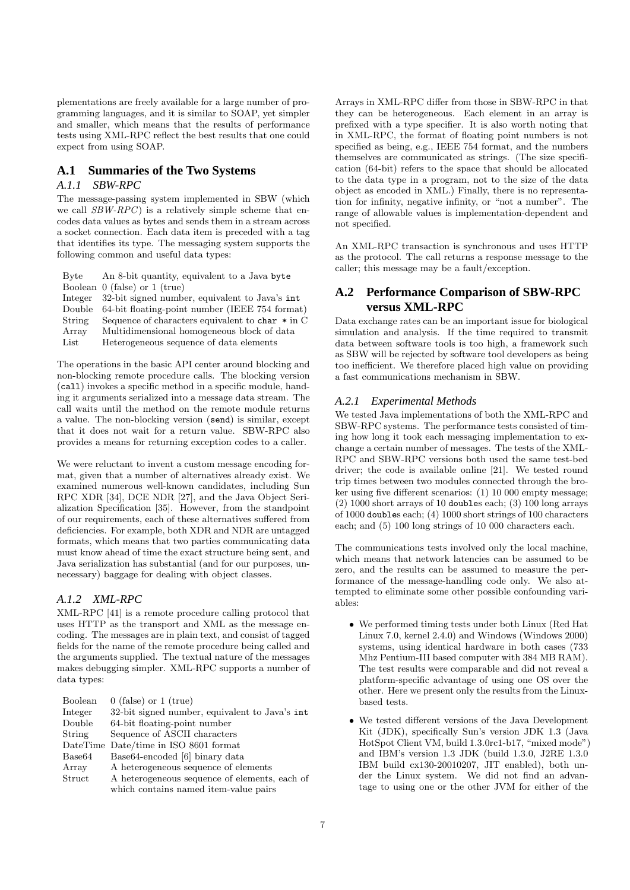plementations are freely available for a large number of programming languages, and it is similar to SOAP, yet simpler and smaller, which means that the results of performance tests using XML-RPC reflect the best results that one could expect from using SOAP.

## A.1 Summaries of the Two Systems

### A.1.1 SBW-RPC

The message-passing system implemented in SBW (which we call *SBW-RPC*) is a relatively simple scheme that encodes data values as bytes and sends them in a stream across a socket connection. Each data item is preceded with a tag that identifies its type. The messaging system supports the following common and useful data types:

| | |
|---|---|
| Byte | An 8-bit quantity, equivalent to a Java `byte` |
| Boolean | 0 (false) or 1 (true) |
| Integer | 32-bit signed number, equivalent to Java's `int` |
| Double | 64-bit floating-point number (IEEE 754 format) |
| String | Sequence of characters equivalent to `char *` in C |
| Array | Multidimensional homogeneous block of data |
| List | Heterogeneous sequence of data elements |

The operations in the basic API center around blocking and non-blocking remote procedure calls. The blocking version (`call`) invokes a specific method in a specific module, handing it arguments serialized into a message data stream. The call waits until the method on the remote module returns a value. The non-blocking version (`send`) is similar, except that it does not wait for a return value. SBW-RPC also provides a means for returning exception codes to a caller.

We were reluctant to invent a custom message encoding format, given that a number of alternatives already exist. We examined numerous well-known candidates, including Sun RPC XDR [34], DCE NDR [27], and the Java Object Serialization Specification [35]. However, from the standpoint of our requirements, each of these alternatives suffered from deficiencies. For example, both XDR and NDR are untagged formats, which means that two parties communicating data must know ahead of time the exact structure being sent, and Java serialization has substantial (and for our purposes, unnecessary) baggage for dealing with object classes.

### A.1.2 XML-RPC

XML-RPC [41] is a remote procedure calling protocol that uses HTTP as the transport and XML as the message encoding. The messages are in plain text, and consist of tagged fields for the name of the remote procedure being called and the arguments supplied. The textual nature of the messages makes debugging simpler. XML-RPC supports a number of data types:

| | |
|---|---|
| Boolean | 0 (false) or 1 (true) |
| Integer | 32-bit signed number, equivalent to Java's `int` |
| Double | 64-bit floating-point number |
| String | Sequence of ASCII characters |
| DateTime | Date/time in ISO 8601 format |
| Base64 | Base64-encoded [6] binary data |
| Array | A heterogeneous sequence of elements |
| Struct | A heterogeneous sequence of elements, each of which contains named item-value pairs |

Arrays in XML-RPC differ from those in SBW-RPC in that they can be heterogeneous. Each element in an array is prefixed with a type specifier. It is also worth noting that in XML-RPC, the format of floating point numbers is not specified as being, e.g., IEEE 754 format, and the numbers themselves are communicated as strings. (The size specification (64-bit) refers to the space that should be allocated to the data type in a program, not to the size of the data object as encoded in XML.) Finally, there is no representation for infinity, negative infinity, or "not a number". The range of allowable values is implementation-dependent and not specified.

An XML-RPC transaction is synchronous and uses HTTP as the protocol. The call returns a response message to the caller; this message may be a fault/exception.

## A.2 Performance Comparison of SBW-RPC versus XML-RPC

Data exchange rates can be an important issue for biological simulation and analysis. If the time required to transmit data between software tools is too high, a framework such as SBW will be rejected by software tool developers as being too inefficient. We therefore placed high value on providing a fast communications mechanism in SBW.

### A.2.1 Experimental Methods

We tested Java implementations of both the XML-RPC and SBW-RPC systems. The performance tests consisted of timing how long it took each messaging implementation to exchange a certain number of messages. The tests of the XML-RPC and SBW-RPC versions both used the same test-bed driver; the code is available online [21]. We tested round trip times between two modules connected through the broker using five different scenarios: (1) 10 000 empty message; (2) 1000 short arrays of 10 `double`s each; (3) 100 long arrays of 1000 `double`s each; (4) 1000 short strings of 100 characters each; and (5) 100 long strings of 10 000 characters each.

The communications tests involved only the local machine, which means that network latencies can be assumed to be zero, and the results can be assumed to measure the performance of the message-handling code only. We also attempted to eliminate some other possible confounding variables:

- We performed timing tests under both Linux (Red Hat Linux 7.0, kernel 2.4.0) and Windows (Windows 2000) systems, using identical hardware in both cases (733 Mhz Pentium-III based computer with 384 MB RAM). The test results were comparable and did not reveal a platform-specific advantage of using one OS over the other. Here we present only the results from the Linux-based tests.
- We tested different versions of the Java Development Kit (JDK), specifically Sun's version JDK 1.3 (Java HotSpot Client VM, build 1.3.0rc1-b17, "mixed mode") and IBM's version 1.3 JDK (build 1.3.0, J2RE 1.3.0 IBM build cx130-20010207, JIT enabled), both under the Linux system. We did not find an advantage to using one or the other JVM for either of the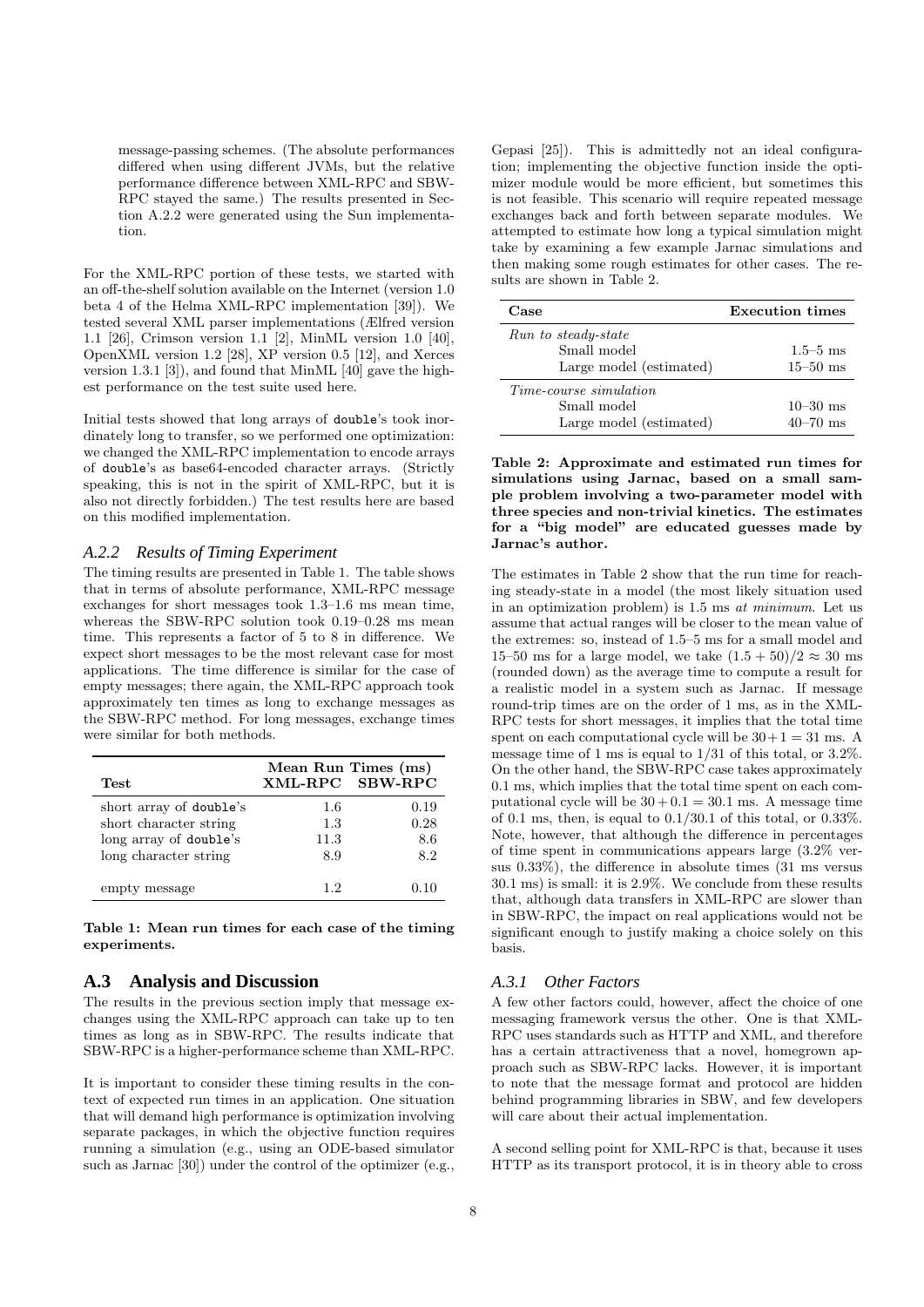message-passing schemes. (The absolute performances differed when using different JVMs, but the relative performance difference between XML-RPC and SBW-RPC stayed the same.) The results presented in Section A.2.2 were generated using the Sun implementation.

For the XML-RPC portion of these tests, we started with an off-the-shelf solution available on the Internet (version 1.0 beta 4 of the Helma XML-RPC implementation [39]). We tested several XML parser implementations (Ælfred version 1.1 [26], Crimson version 1.1 [2], MinML version 1.0 [40], OpenXML version 1.2 [28], XP version 0.5 [12], and Xerces version 1.3.1 [3]), and found that MinML [40] gave the highest performance on the test suite used here.

Initial tests showed that long arrays of `double`'s took inordinately long to transfer, so we performed one optimization: we changed the XML-RPC implementation to encode arrays of `double`'s as base64-encoded character arrays. (Strictly speaking, this is not in the spirit of XML-RPC, but it is also not directly forbidden.) The test results here are based on this modified implementation.

### *A.2.2 Results of Timing Experiment*

The timing results are presented in Table 1. The table shows that in terms of absolute performance, XML-RPC message exchanges for short messages took 1.3–1.6 ms mean time, whereas the SBW-RPC solution took 0.19–0.28 ms mean time. This represents a factor of 5 to 8 in difference. We expect short messages to be the most relevant case for most applications. The time difference is similar for the case of empty messages; there again, the XML-RPC approach took approximately ten times as long to exchange messages as the SBW-RPC method. For long messages, exchange times were similar for both methods.

| Test | Mean Run Times (ms) XML-RPC | SBW-RPC |
|---|---|---|
| short array of `double`'s | 1.6 | 0.19 |
| short character string | 1.3 | 0.28 |
| long array of `double`'s | 11.3 | 8.6 |
| long character string | 8.9 | 8.2 |
| empty message | 1.2 | 0.10 |

**Table 1: Mean run times for each case of the timing experiments.**

## A.3 Analysis and Discussion

The results in the previous section imply that message exchanges using the XML-RPC approach can take up to ten times as long as in SBW-RPC. The results indicate that SBW-RPC is a higher-performance scheme than XML-RPC.

It is important to consider these timing results in the context of expected run times in an application. One situation that will demand high performance is optimization involving separate packages, in which the objective function requires running a simulation (e.g., using an ODE-based simulator such as Jarnac [30]) under the control of the optimizer (e.g., Gepasi [25]). This is admittedly not an ideal configuration; implementing the objective function inside the optimizer module would be more efficient, but sometimes this is not feasible. This scenario will require repeated message exchanges back and forth between separate modules. We attempted to estimate how long a typical simulation might take by examining a few example Jarnac simulations and then making some rough estimates for other cases. The results are shown in Table 2.

| Case | Execution times |
|---|---|
| *Run to steady-state* | |
| Small model | 1.5–5 ms |
| Large model (estimated) | 15–50 ms |
| *Time-course simulation* | |
| Small model | 10–30 ms |
| Large model (estimated) | 40–70 ms |

**Table 2: Approximate and estimated run times for simulations using Jarnac, based on a small sample problem involving a two-parameter model with three species and non-trivial kinetics. The estimates for a "big model" are educated guesses made by Jarnac's author.**

The estimates in Table 2 show that the run time for reaching steady-state in a model (the most likely situation used in an optimization problem) is 1.5 ms *at minimum*. Let us assume that actual ranges will be closer to the mean value of the extremes: so, instead of 1.5–5 ms for a small model and 15–50 ms for a large model, we take $(1.5 + 50)/2 \approx 30$ ms (rounded down) as the average time to compute a result for a realistic model in a system such as Jarnac. If message round-trip times are on the order of 1 ms, as in the XML-RPC tests for short messages, it implies that the total time spent on each computational cycle will be $30+1 = 31$ ms. A message time of 1 ms is equal to $1/31$ of this total, or 3.2%. On the other hand, the SBW-RPC case takes approximately 0.1 ms, which implies that the total time spent on each computational cycle will be $30 + 0.1 = 30.1$ ms. A message time of 0.1 ms, then, is equal to $0.1/30.1$ of this total, or 0.33%. Note, however, that although the difference in percentages of time spent in communications appears large (3.2% versus 0.33%), the difference in absolute times (31 ms versus 30.1 ms) is small: it is 2.9%. We conclude from these results that, although data transfers in XML-RPC are slower than in SBW-RPC, the impact on real applications would not be significant enough to justify making a choice solely on this basis.

### *A.3.1 Other Factors*

A few other factors could, however, affect the choice of one messaging framework versus the other. One is that XML-RPC uses standards such as HTTP and XML, and therefore has a certain attractiveness that a novel, homegrown approach such as SBW-RPC lacks. However, it is important to note that the message format and protocol are hidden behind programming libraries in SBW, and few developers will care about their actual implementation.

A second selling point for XML-RPC is that, because it uses HTTP as its transport protocol, it is in theory able to cross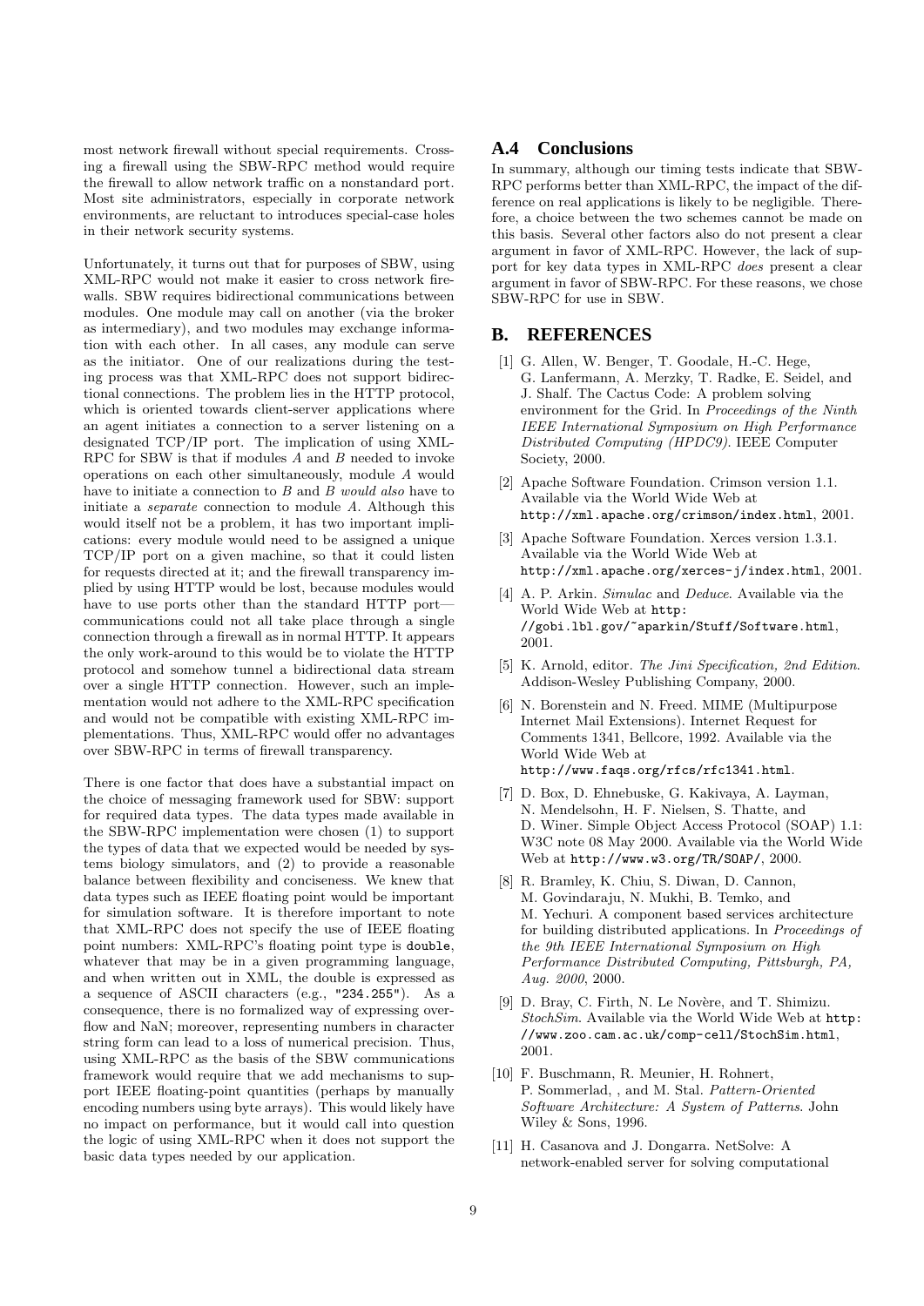most network firewall without special requirements. Crossing a firewall using the SBW-RPC method would require the firewall to allow network traffic on a nonstandard port. Most site administrators, especially in corporate network environments, are reluctant to introduces special-case holes in their network security systems.

Unfortunately, it turns out that for purposes of SBW, using XML-RPC would not make it easier to cross network firewalls. SBW requires bidirectional communications between modules. One module may call on another (via the broker as intermediary), and two modules may exchange information with each other. In all cases, any module can serve as the initiator. One of our realizations during the testing process was that XML-RPC does not support bidirectional connections. The problem lies in the HTTP protocol, which is oriented towards client-server applications where an agent initiates a connection to a server listening on a designated TCP/IP port. The implication of using XML-RPC for SBW is that if modules $A$ and $B$ needed to invoke operations on each other simultaneously, module $A$ would have to initiate a connection to $B$ and $B$ *would also* have to initiate a *separate* connection to module $A$. Although this would itself not be a problem, it has two important implications: every module would need to be assigned a unique TCP/IP port on a given machine, so that it could listen for requests directed at it; and the firewall transparency implied by using HTTP would be lost, because modules would have to use ports other than the standard HTTP port—communications could not all take place through a single connection through a firewall as in normal HTTP. It appears the only work-around to this would be to violate the HTTP protocol and somehow tunnel a bidirectional data stream over a single HTTP connection. However, such an implementation would not adhere to the XML-RPC specification and would not be compatible with existing XML-RPC implementations. Thus, XML-RPC would offer no advantages over SBW-RPC in terms of firewall transparency.

There is one factor that does have a substantial impact on the choice of messaging framework used for SBW: support for required data types. The data types made available in the SBW-RPC implementation were chosen (1) to support the types of data that we expected would be needed by systems biology simulators, and (2) to provide a reasonable balance between flexibility and conciseness. We knew that data types such as IEEE floating point would be important for simulation software. It is therefore important to note that XML-RPC does not specify the use of IEEE floating point numbers: XML-RPC's floating point type is `double`, whatever that may be in a given programming language, and when written out in XML, the double is expressed as a sequence of ASCII characters (e.g., `"234.255"`). As a consequence, there is no formalized way of expressing overflow and NaN; moreover, representing numbers in character string form can lead to a loss of numerical precision. Thus, using XML-RPC as the basis of the SBW communications framework would require that we add mechanisms to support IEEE floating-point quantities (perhaps by manually encoding numbers using byte arrays). This would likely have no impact on performance, but it would call into question the logic of using XML-RPC when it does not support the basic data types needed by our application.

## A.4 Conclusions

In summary, although our timing tests indicate that SBW-RPC performs better than XML-RPC, the impact of the difference on real applications is likely to be negligible. Therefore, a choice between the two schemes cannot be made on this basis. Several other factors also do not present a clear argument in favor of XML-RPC. However, the lack of support for key data types in XML-RPC *does* present a clear argument in favor of SBW-RPC. For these reasons, we chose SBW-RPC for use in SBW.

# B. REFERENCES

[1] G. Allen, W. Benger, T. Goodale, H.-C. Hege, G. Lanfermann, A. Merzky, T. Radke, E. Seidel, and J. Shalf. The Cactus Code: A problem solving environment for the Grid. In *Proceedings of the Ninth IEEE International Symposium on High Performance Distributed Computing (HPDC9)*. IEEE Computer Society, 2000.

[2] Apache Software Foundation. Crimson version 1.1. Available via the World Wide Web at `http://xml.apache.org/crimson/index.html`, 2001.

[3] Apache Software Foundation. Xerces version 1.3.1. Available via the World Wide Web at `http://xml.apache.org/xerces-j/index.html`, 2001.

[4] A. P. Arkin. *Simulac* and *Deduce*. Available via the World Wide Web at `http://gobi.lbl.gov/~aparkin/Stuff/Software.html`, 2001.

[5] K. Arnold, editor. *The Jini Specification, 2nd Edition*. Addison-Wesley Publishing Company, 2000.

[6] N. Borenstein and N. Freed. MIME (Multipurpose Internet Mail Extensions). Internet Request for Comments 1341, Bellcore, 1992. Available via the World Wide Web at `http://www.faqs.org/rfcs/rfc1341.html`.

[7] D. Box, D. Ehnebuske, G. Kakivaya, A. Layman, N. Mendelsohn, H. F. Nielsen, S. Thatte, and D. Winer. Simple Object Access Protocol (SOAP) 1.1: W3C note 08 May 2000. Available via the World Wide Web at `http://www.w3.org/TR/SOAP/`, 2000.

[8] R. Bramley, K. Chiu, S. Diwan, D. Gannon, M. Govindaraju, N. Mukhi, B. Temko, and M. Yechuri. A component based services architecture for building distributed applications. In *Proceedings of the 9th IEEE International Symposium on High Performance Distributed Computing, Pittsburgh, PA, Aug. 2000*, 2000.

[9] D. Bray, C. Firth, N. Le Novère, and T. Shimizu. *StochSim*. Available via the World Wide Web at `http://www.zoo.cam.ac.uk/comp-cell/StochSim.html`, 2001.

[10] F. Buschmann, R. Meunier, H. Rohnert, P. Sommerlad, , and M. Stal. *Pattern-Oriented Software Architecture: A System of Patterns*. John Wiley & Sons, 1996.

[11] H. Casanova and J. Dongarra. NetSolve: A network-enabled server for solving computational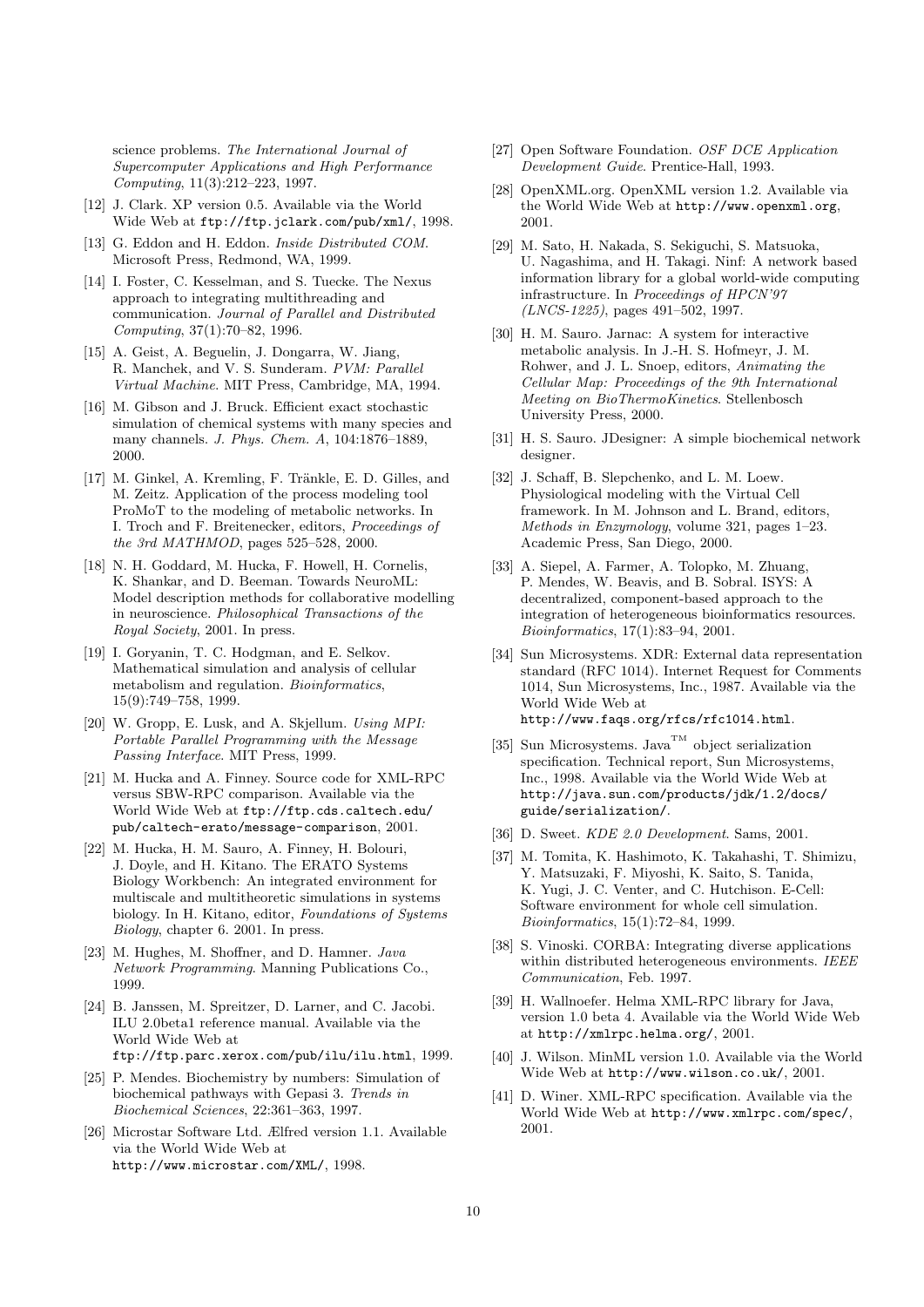science problems. *The International Journal of Supercomputer Applications and High Performance Computing*, 11(3):212–223, 1997.

[12] J. Clark. XP version 0.5. Available via the World Wide Web at `ftp://ftp.jclark.com/pub/xml/`, 1998.

[13] G. Eddon and H. Eddon. *Inside Distributed COM*. Microsoft Press, Redmond, WA, 1999.

[14] I. Foster, C. Kesselman, and S. Tuecke. The Nexus approach to integrating multithreading and communication. *Journal of Parallel and Distributed Computing*, 37(1):70–82, 1996.

[15] A. Geist, A. Beguelin, J. Dongarra, W. Jiang, R. Manchek, and V. S. Sunderam. *PVM: Parallel Virtual Machine*. MIT Press, Cambridge, MA, 1994.

[16] M. Gibson and J. Bruck. Efficient exact stochastic simulation of chemical systems with many species and many channels. *J. Phys. Chem. A*, 104:1876–1889, 2000.

[17] M. Ginkel, A. Kremling, F. Tränkle, E. D. Gilles, and M. Zeitz. Application of the process modeling tool ProMoT to the modeling of metabolic networks. In I. Troch and F. Breitenecker, editors, *Proceedings of the 3rd MATHMOD*, pages 525–528, 2000.

[18] N. H. Goddard, M. Hucka, F. Howell, H. Cornelis, K. Shankar, and D. Beeman. Towards NeuroML: Model description methods for collaborative modelling in neuroscience. *Philosophical Transactions of the Royal Society*, 2001. In press.

[19] I. Goryanin, T. C. Hodgman, and E. Selkov. Mathematical simulation and analysis of cellular metabolism and regulation. *Bioinformatics*, 15(9):749–758, 1999.

[20] W. Gropp, E. Lusk, and A. Skjellum. *Using MPI: Portable Parallel Programming with the Message Passing Interface*. MIT Press, 1999.

[21] M. Hucka and A. Finney. Source code for XML-RPC versus SBW-RPC comparison. Available via the World Wide Web at `ftp://ftp.cds.caltech.edu/pub/caltech-erato/message-comparison`, 2001.

[22] M. Hucka, H. M. Sauro, A. Finney, H. Bolouri, J. Doyle, and H. Kitano. The ERATO Systems Biology Workbench: An integrated environment for multiscale and multitheoretic simulations in systems biology. In H. Kitano, editor, *Foundations of Systems Biology*, chapter 6. 2001. In press.

[23] M. Hughes, M. Shoffner, and D. Hamner. *Java Network Programming*. Manning Publications Co., 1999.

[24] B. Janssen, M. Spreitzer, D. Larner, and C. Jacobi. ILU 2.0beta1 reference manual. Available via the World Wide Web at `ftp://ftp.parc.xerox.com/pub/ilu/ilu.html`, 1999.

[25] P. Mendes. Biochemistry by numbers: Simulation of biochemical pathways with Gepasi 3. *Trends in Biochemical Sciences*, 22:361–363, 1997.

[26] Microstar Software Ltd. Ælfred version 1.1. Available via the World Wide Web at `http://www.microstar.com/XML/`, 1998.

[27] Open Software Foundation. *OSF DCE Application Development Guide*. Prentice-Hall, 1993.

[28] OpenXML.org. OpenXML version 1.2. Available via the World Wide Web at `http://www.openxml.org`, 2001.

[29] M. Sato, H. Nakada, S. Sekiguchi, S. Matsuoka, U. Nagashima, and H. Takagi. Ninf: A network based information library for a global world-wide computing infrastructure. In *Proceedings of HPCN'97 (LNCS-1225)*, pages 491–502, 1997.

[30] H. M. Sauro. Jarnac: A system for interactive metabolic analysis. In J.-H. S. Hofmeyr, J. M. Rohwer, and J. L. Snoep, editors, *Animating the Cellular Map: Proceedings of the 9th International Meeting on BioThermoKinetics*. Stellenbosch University Press, 2000.

[31] H. S. Sauro. JDesigner: A simple biochemical network designer.

[32] J. Schaff, B. Slepchenko, and L. M. Loew. Physiological modeling with the Virtual Cell framework. In M. Johnson and L. Brand, editors, *Methods in Enzymology*, volume 321, pages 1–23. Academic Press, San Diego, 2000.

[33] A. Siepel, A. Farmer, A. Tolopko, M. Zhuang, P. Mendes, W. Beavis, and B. Sobral. ISYS: A decentralized, component-based approach to the integration of heterogeneous bioinformatics resources. *Bioinformatics*, 17(1):83–94, 2001.

[34] Sun Microsystems. XDR: External data representation standard (RFC 1014). Internet Request for Comments 1014, Sun Microsystems, Inc., 1987. Available via the World Wide Web at `http://www.faqs.org/rfcs/rfc1014.html`.

[35] Sun Microsystems. Java™ object serialization specification. Technical report, Sun Microsystems, Inc., 1998. Available via the World Wide Web at `http://java.sun.com/products/jdk/1.2/docs/guide/serialization/`.

[36] D. Sweet. *KDE 2.0 Development*. Sams, 2001.

[37] M. Tomita, K. Hashimoto, K. Takahashi, T. Shimizu, Y. Matsuzaki, F. Miyoshi, K. Saito, S. Tanida, K. Yugi, J. C. Venter, and C. Hutchison. E-Cell: Software environment for whole cell simulation. *Bioinformatics*, 15(1):72–84, 1999.

[38] S. Vinoski. CORBA: Integrating diverse applications within distributed heterogeneous environments. *IEEE Communication*, Feb. 1997.

[39] H. Wallnoefer. Helma XML-RPC library for Java, version 1.0 beta 4. Available via the World Wide Web at `http://xmlrpc.helma.org/`, 2001.

[40] J. Wilson. MinML version 1.0. Available via the World Wide Web at `http://www.wilson.co.uk/`, 2001.

[41] D. Winer. XML-RPC specification. Available via the World Wide Web at `http://www.xmlrpc.com/spec/`, 2001.